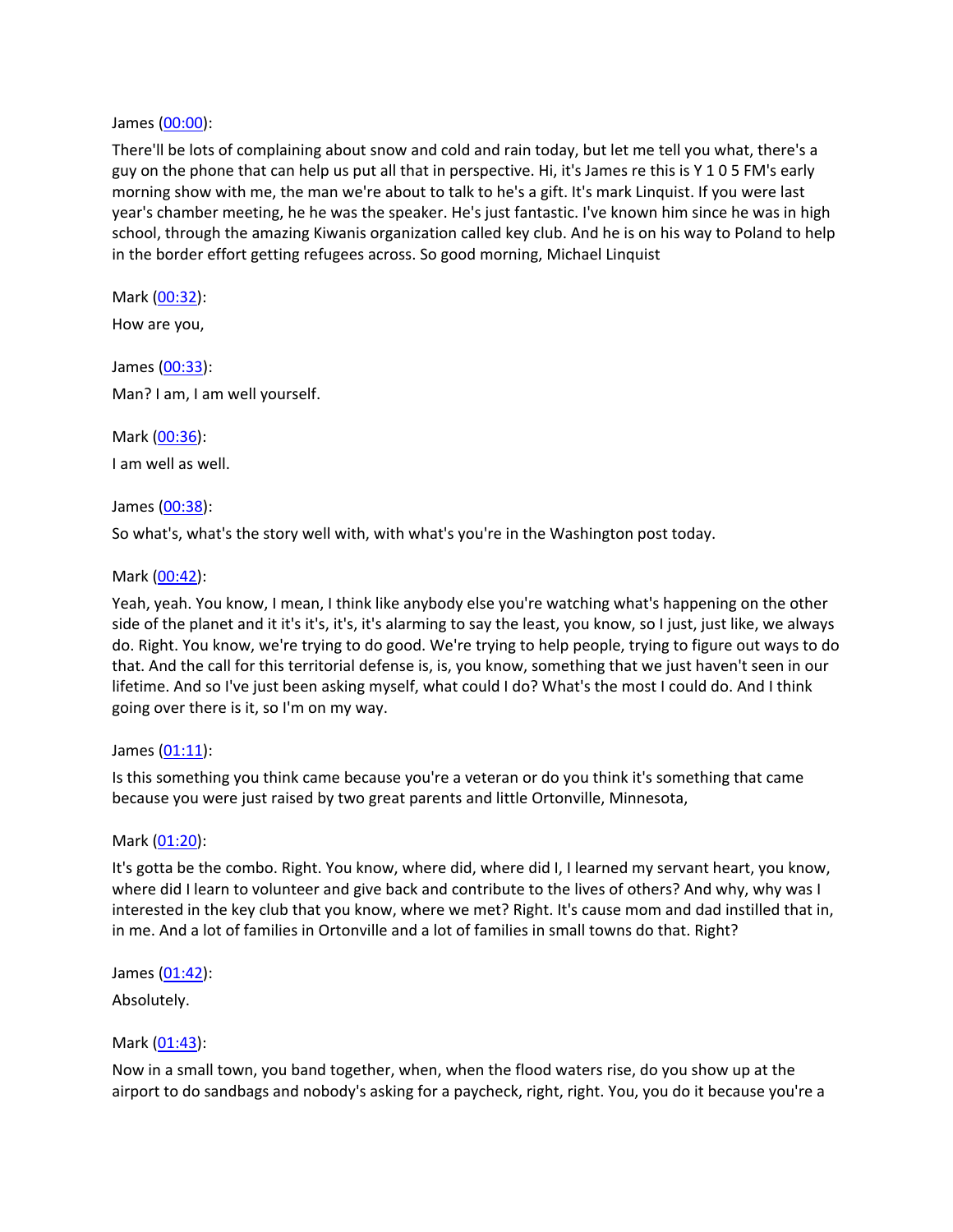James ([00:00](#)):

There'll be lots of complaining about snow and cold and rain today, but let me tell you what, there's a guy on the phone that can help us put all that in perspective. Hi, it's James re this is Y 1 0 5 FM's early morning show with me, the man we're about to talk to he's a gift. It's mark Linquist. If you were last year's chamber meeting, he he was the speaker. He's just fantastic. I've known him since he was in high school, through the amazing Kiwanis organization called key club. And he is on his way to Poland to help in the border effort getting refugees across. So good morning, Michael Linquist

Mark ([00:32](#)):

How are you,

James ([00:33](#)):

Man? I am, I am well yourself.

Mark ([00:36](#)):

I am well as well.

James ([00:38](#)):

So what's, what's the story well with, with what's you're in the Washington post today.

Mark ([00:42](#)):

Yeah, yeah. You know, I mean, I think like anybody else you're watching what's happening on the other side of the planet and it it's it's, it's, it's alarming to say the least, you know, so I just, just like, we always do. Right. You know, we're trying to do good. We're trying to help people, trying to figure out ways to do that. And the call for this territorial defense is, is, you know, something that we just haven't seen in our lifetime. And so I've just been asking myself, what could I do? What's the most I could do. And I think going over there is it, so I'm on my way.

James ([01:11](#)):

Is this something you think came because you're a veteran or do you think it's something that came because you were just raised by two great parents and little Ortonville, Minnesota,

Mark ([01:20](#)):

It's gotta be the combo. Right. You know, where did, where did I, I learned my servant heart, you know, where did I learn to volunteer and give back and contribute to the lives of others? And why, why was I interested in the key club that you know, where we met? Right. It's cause mom and dad instilled that in, in me. And a lot of families in Ortonville and a lot of families in small towns do that. Right?

James ([01:42](#)):

Absolutely.

Mark ([01:43](#)):

Now in a small town, you band together, when, when the flood waters rise, do you show up at the airport to do sandbags and nobody's asking for a paycheck, right, right. You, you do it because you're a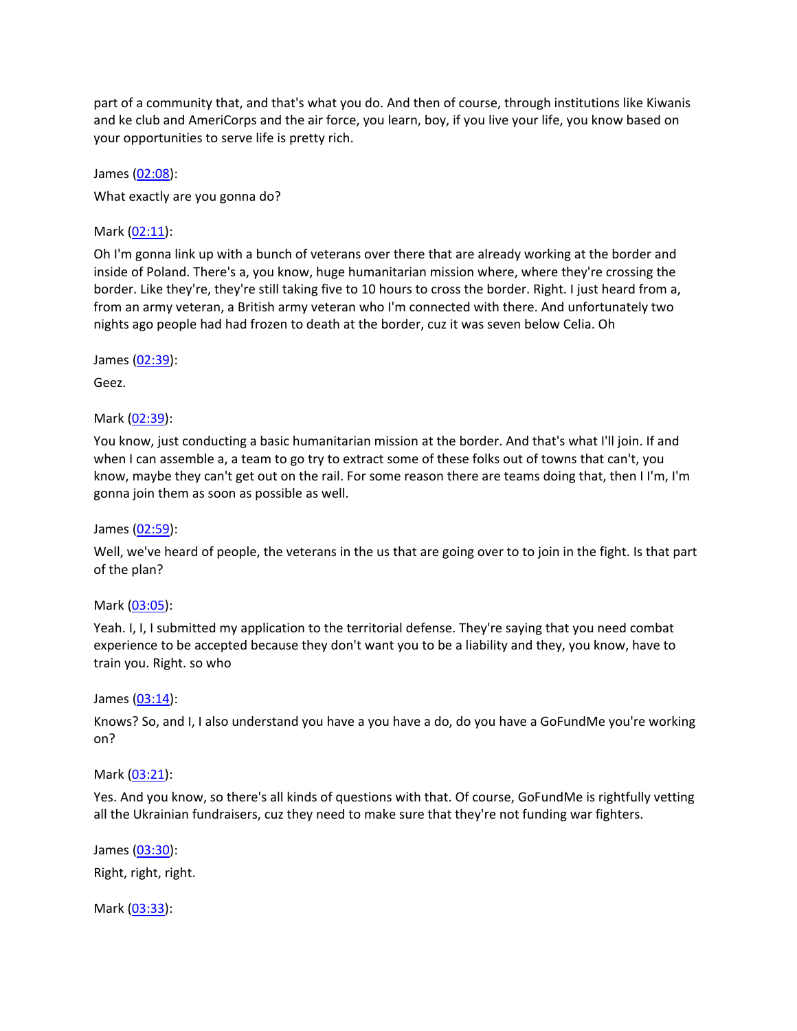part of a community that, and that's what you do. And then of course, through institutions like Kiwanis and ke club and AmeriCorps and the air force, you learn, boy, if you live your life, you know based on your opportunities to serve life is pretty rich.

James ([02:08]):

What exactly are you gonna do?

Mark ([02:11]):

Oh I'm gonna link up with a bunch of veterans over there that are already working at the border and inside of Poland. There's a, you know, huge humanitarian mission where, where they're crossing the border. Like they're, they're still taking five to 10 hours to cross the border. Right. I just heard from a, from an army veteran, a British army veteran who I'm connected with there. And unfortunately two nights ago people had had frozen to death at the border, cuz it was seven below Celia. Oh

James ([02:39]):

Geez.

Mark ([02:39]):

You know, just conducting a basic humanitarian mission at the border. And that's what I'll join. If and when I can assemble a, a team to go try to extract some of these folks out of towns that can't, you know, maybe they can't get out on the rail. For some reason there are teams doing that, then I I'm, I'm gonna join them as soon as possible as well.

James ([02:59]):

Well, we've heard of people, the veterans in the us that are going over to to join in the fight. Is that part of the plan?

Mark ([03:05]):

Yeah. I, I, I submitted my application to the territorial defense. They're saying that you need combat experience to be accepted because they don't want you to be a liability and they, you know, have to train you. Right. so who

James ([03:14]):

Knows? So, and I, I also understand you have a you have a do, do you have a GoFundMe you're working on?

Mark ([03:21]):

Yes. And you know, so there's all kinds of questions with that. Of course, GoFundMe is rightfully vetting all the Ukrainian fundraisers, cuz they need to make sure that they're not funding war fighters.

James ([03:30]):

Right, right, right.

Mark ([03:33]):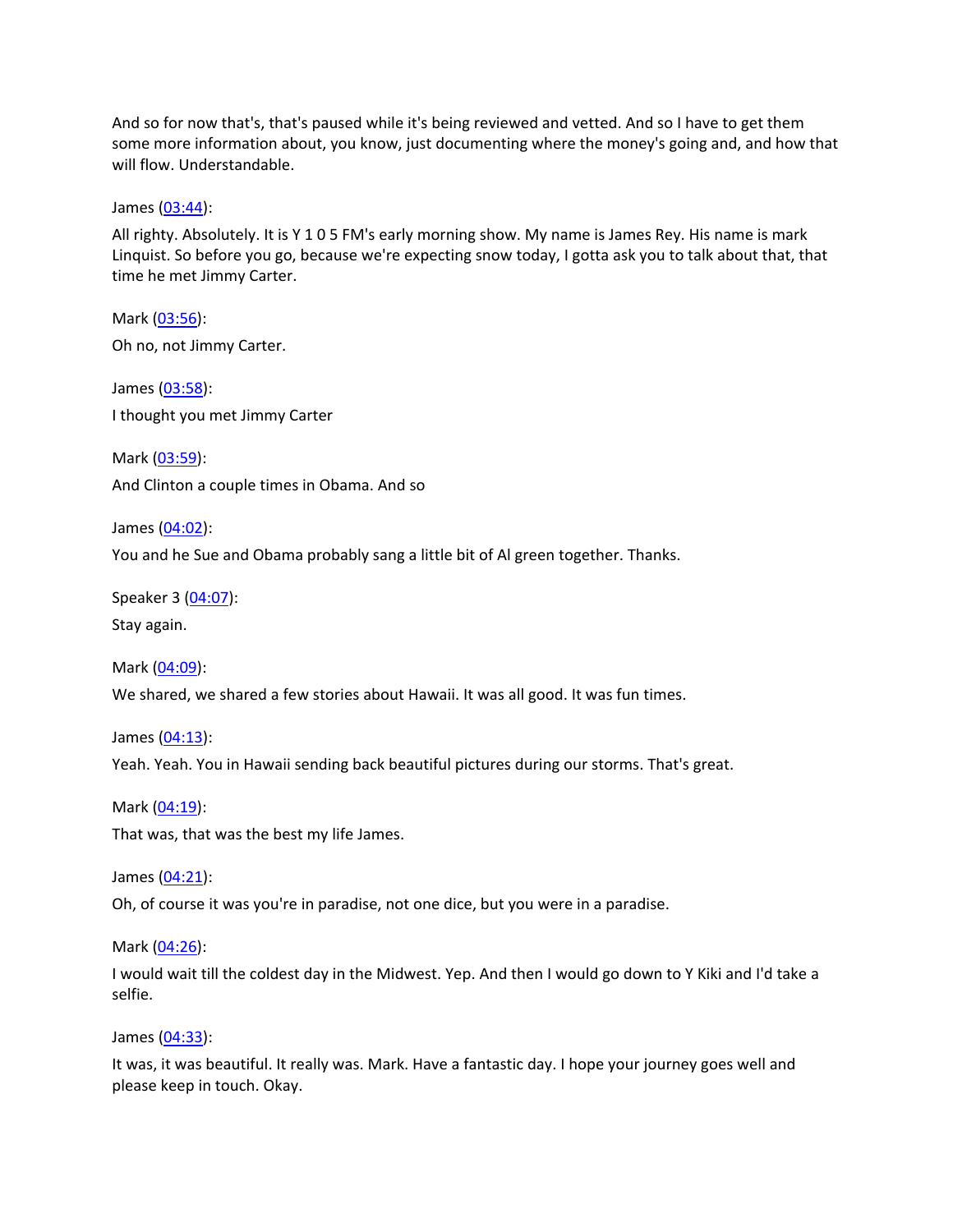And so for now that's, that's paused while it's being reviewed and vetted. And so I have to get them some more information about, you know, just documenting where the money's going and, and how that will flow. Understandable.

James (03:44):

All righty. Absolutely. It is Y 1 0 5 FM's early morning show. My name is James Rey. His name is mark Linquist. So before you go, because we're expecting snow today, I gotta ask you to talk about that, that time he met Jimmy Carter.

Mark (03:56):

Oh no, not Jimmy Carter.

James (03:58):

I thought you met Jimmy Carter

Mark (03:59):

And Clinton a couple times in Obama. And so

James (04:02):

You and he Sue and Obama probably sang a little bit of Al green together. Thanks.

Speaker 3 (04:07):

Stay again.

Mark (04:09):

We shared, we shared a few stories about Hawaii. It was all good. It was fun times.

James (04:13):

Yeah. Yeah. You in Hawaii sending back beautiful pictures during our storms. That's great.

Mark (04:19):

That was, that was the best my life James.

James (04:21):

Oh, of course it was you're in paradise, not one dice, but you were in a paradise.

Mark (04:26):

I would wait till the coldest day in the Midwest. Yep. And then I would go down to Y Kiki and I'd take a selfie.

James (04:33):

It was, it was beautiful. It really was. Mark. Have a fantastic day. I hope your journey goes well and please keep in touch. Okay.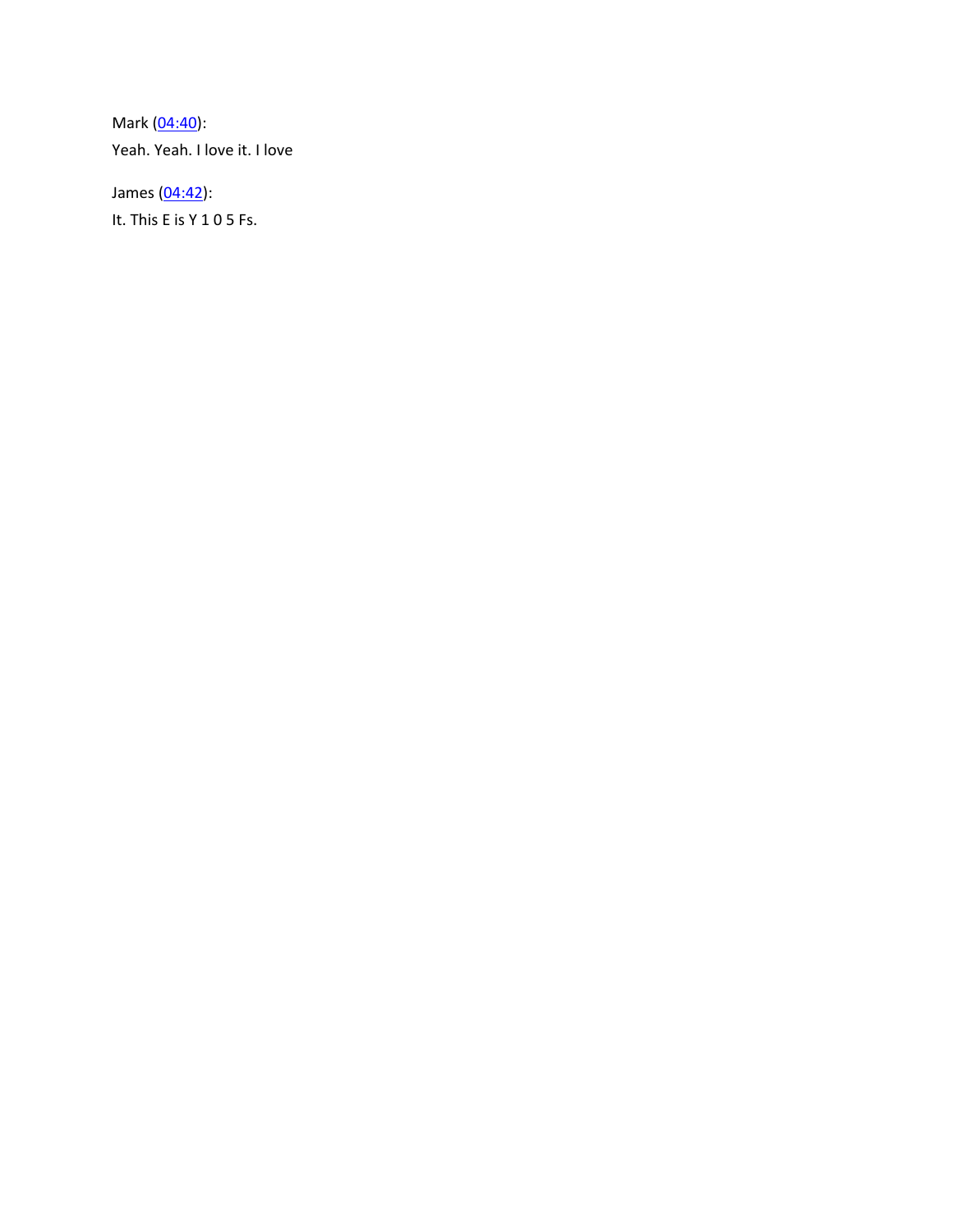Mark ([04:40](04:40)):
Yeah. Yeah. I love it. I love

James ([04:42](04:42)):
It. This E is Y 1 0 5 Fs.